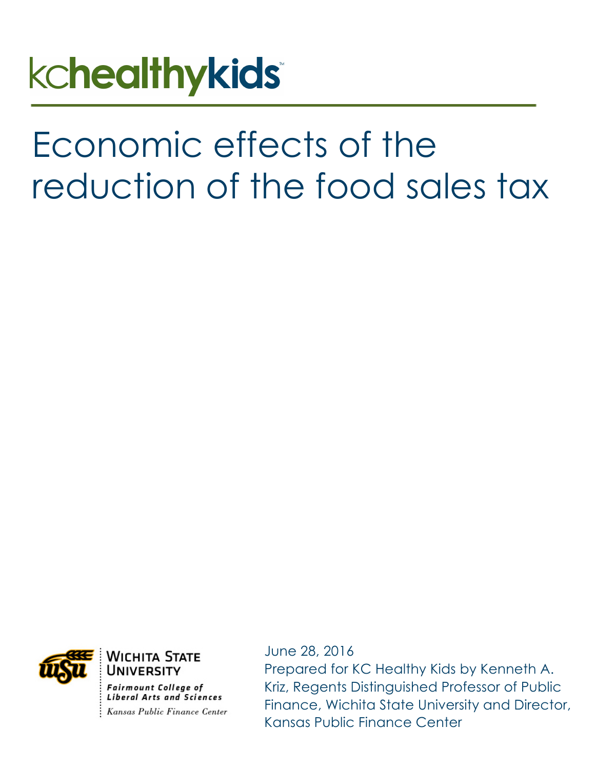kchealthykids™

# Economic effects of the reduction of the food sales tax

Wichita State University
*Fairmount College of Liberal Arts and Sciences*
*Kansas Public Finance Center*

June 28, 2016
Prepared for KC Healthy Kids by Kenneth A. Kriz, Regents Distinguished Professor of Public Finance, Wichita State University and Director, Kansas Public Finance Center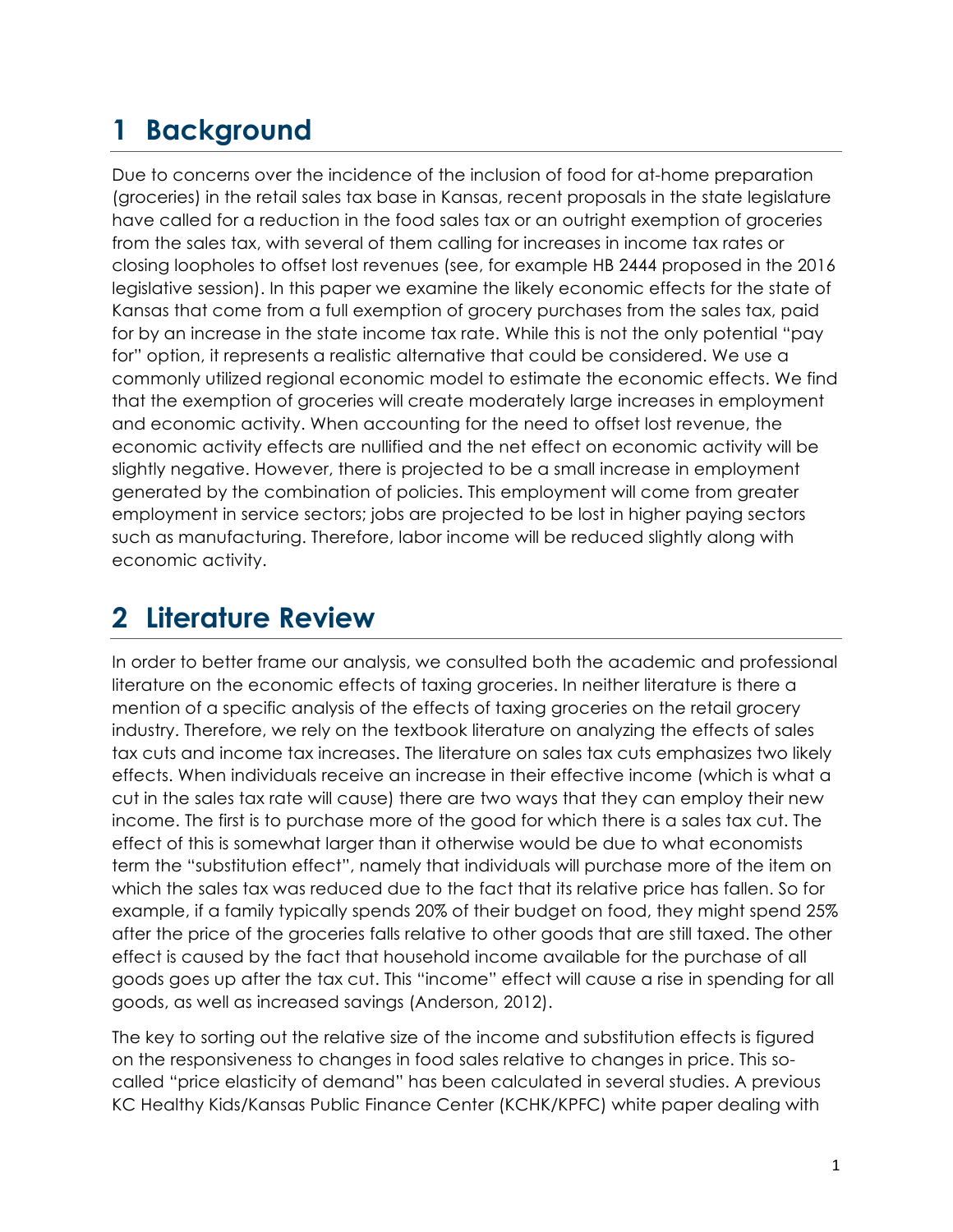# 1 Background

Due to concerns over the incidence of the inclusion of food for at-home preparation (groceries) in the retail sales tax base in Kansas, recent proposals in the state legislature have called for a reduction in the food sales tax or an outright exemption of groceries from the sales tax, with several of them calling for increases in income tax rates or closing loopholes to offset lost revenues (see, for example HB 2444 proposed in the 2016 legislative session). In this paper we examine the likely economic effects for the state of Kansas that come from a full exemption of grocery purchases from the sales tax, paid for by an increase in the state income tax rate. While this is not the only potential "pay for" option, it represents a realistic alternative that could be considered. We use a commonly utilized regional economic model to estimate the economic effects. We find that the exemption of groceries will create moderately large increases in employment and economic activity. When accounting for the need to offset lost revenue, the economic activity effects are nullified and the net effect on economic activity will be slightly negative. However, there is projected to be a small increase in employment generated by the combination of policies. This employment will come from greater employment in service sectors; jobs are projected to be lost in higher paying sectors such as manufacturing. Therefore, labor income will be reduced slightly along with economic activity.

# 2 Literature Review

In order to better frame our analysis, we consulted both the academic and professional literature on the economic effects of taxing groceries. In neither literature is there a mention of a specific analysis of the effects of taxing groceries on the retail grocery industry. Therefore, we rely on the textbook literature on analyzing the effects of sales tax cuts and income tax increases. The literature on sales tax cuts emphasizes two likely effects. When individuals receive an increase in their effective income (which is what a cut in the sales tax rate will cause) there are two ways that they can employ their new income. The first is to purchase more of the good for which there is a sales tax cut. The effect of this is somewhat larger than it otherwise would be due to what economists term the "substitution effect", namely that individuals will purchase more of the item on which the sales tax was reduced due to the fact that its relative price has fallen. So for example, if a family typically spends 20% of their budget on food, they might spend 25% after the price of the groceries falls relative to other goods that are still taxed. The other effect is caused by the fact that household income available for the purchase of all goods goes up after the tax cut. This "income" effect will cause a rise in spending for all goods, as well as increased savings (Anderson, 2012).

The key to sorting out the relative size of the income and substitution effects is figured on the responsiveness to changes in food sales relative to changes in price. This so-called "price elasticity of demand" has been calculated in several studies. A previous KC Healthy Kids/Kansas Public Finance Center (KCHK/KPFC) white paper dealing with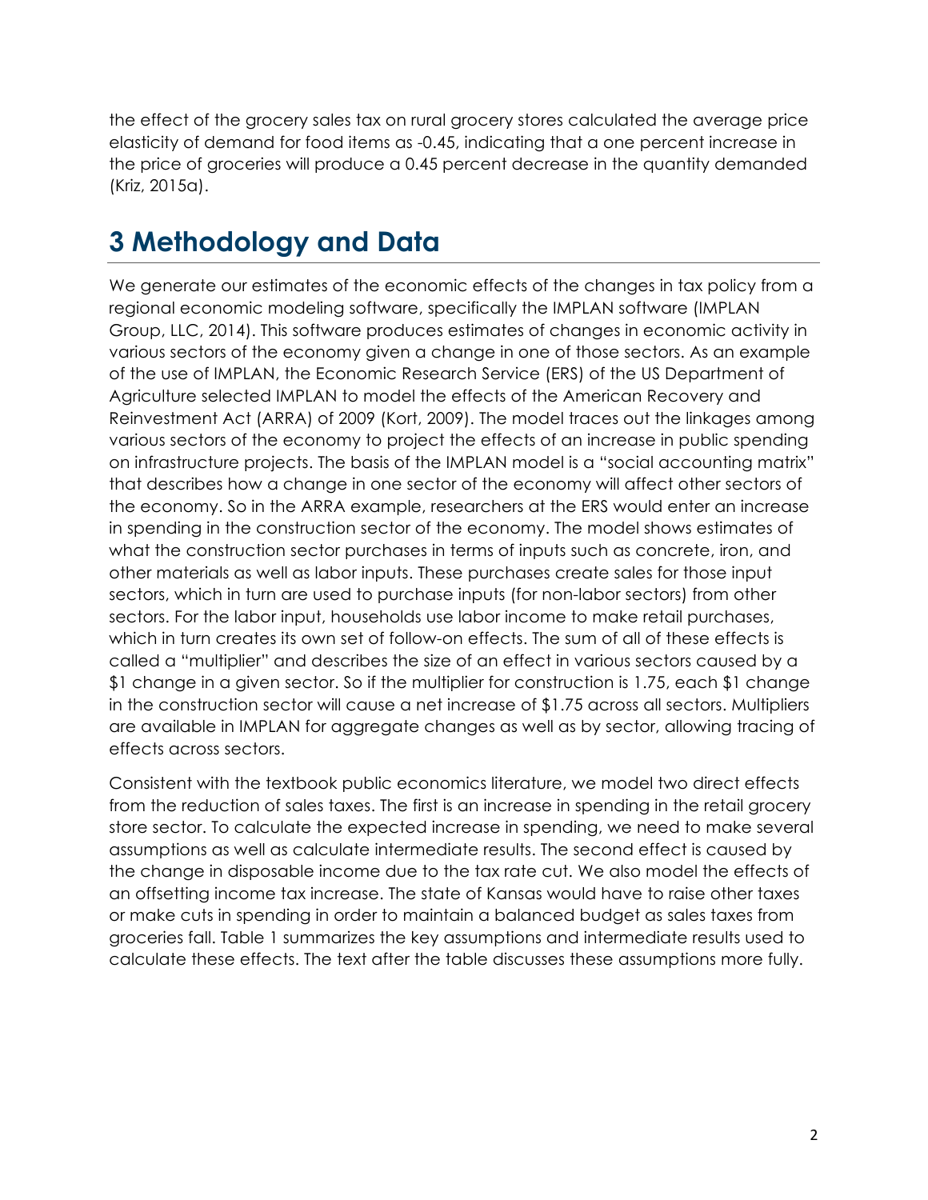the effect of the grocery sales tax on rural grocery stores calculated the average price elasticity of demand for food items as -0.45, indicating that a one percent increase in the price of groceries will produce a 0.45 percent decrease in the quantity demanded (Kriz, 2015a).

# 3 Methodology and Data

We generate our estimates of the economic effects of the changes in tax policy from a regional economic modeling software, specifically the IMPLAN software (IMPLAN Group, LLC, 2014). This software produces estimates of changes in economic activity in various sectors of the economy given a change in one of those sectors. As an example of the use of IMPLAN, the Economic Research Service (ERS) of the US Department of Agriculture selected IMPLAN to model the effects of the American Recovery and Reinvestment Act (ARRA) of 2009 (Kort, 2009). The model traces out the linkages among various sectors of the economy to project the effects of an increase in public spending on infrastructure projects. The basis of the IMPLAN model is a "social accounting matrix" that describes how a change in one sector of the economy will affect other sectors of the economy. So in the ARRA example, researchers at the ERS would enter an increase in spending in the construction sector of the economy. The model shows estimates of what the construction sector purchases in terms of inputs such as concrete, iron, and other materials as well as labor inputs. These purchases create sales for those input sectors, which in turn are used to purchase inputs (for non-labor sectors) from other sectors. For the labor input, households use labor income to make retail purchases, which in turn creates its own set of follow-on effects. The sum of all of these effects is called a "multiplier" and describes the size of an effect in various sectors caused by a $1 change in a given sector. So if the multiplier for construction is 1.75, each $1 change in the construction sector will cause a net increase of $1.75 across all sectors. Multipliers are available in IMPLAN for aggregate changes as well as by sector, allowing tracing of effects across sectors.

Consistent with the textbook public economics literature, we model two direct effects from the reduction of sales taxes. The first is an increase in spending in the retail grocery store sector. To calculate the expected increase in spending, we need to make several assumptions as well as calculate intermediate results. The second effect is caused by the change in disposable income due to the tax rate cut. We also model the effects of an offsetting income tax increase. The state of Kansas would have to raise other taxes or make cuts in spending in order to maintain a balanced budget as sales taxes from groceries fall. Table 1 summarizes the key assumptions and intermediate results used to calculate these effects. The text after the table discusses these assumptions more fully.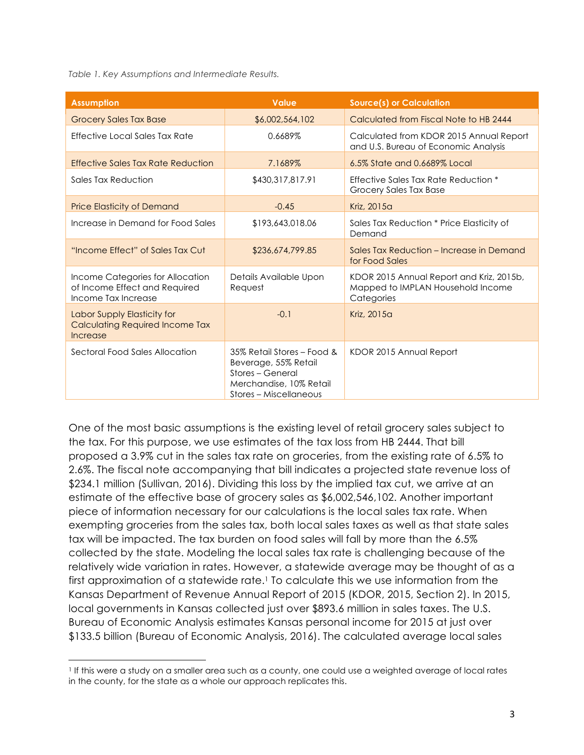*Table 1. Key Assumptions and Intermediate Results.*

| Assumption | Value | Source(s) or Calculation |
|---|---|---|
| Grocery Sales Tax Base | $6,002,564,102 | Calculated from Fiscal Note to HB 2444 |
| Effective Local Sales Tax Rate | 0.6689% | Calculated from KDOR 2015 Annual Report and U.S. Bureau of Economic Analysis |
| Effective Sales Tax Rate Reduction | 7.1689% | 6.5% State and 0.6689% Local |
| Sales Tax Reduction | $430,317,817.91 | Effective Sales Tax Rate Reduction * Grocery Sales Tax Base |
| Price Elasticity of Demand | -0.45 | Kriz, 2015a |
| Increase in Demand for Food Sales | $193,643,018.06 | Sales Tax Reduction * Price Elasticity of Demand |
| "Income Effect" of Sales Tax Cut | $236,674,799.85 | Sales Tax Reduction – Increase in Demand for Food Sales |
| Income Categories for Allocation of Income Effect and Required Income Tax Increase | Details Available Upon Request | KDOR 2015 Annual Report and Kriz, 2015b, Mapped to IMPLAN Household Income Categories |
| Labor Supply Elasticity for Calculating Required Income Tax Increase | -0.1 | Kriz, 2015a |
| Sectoral Food Sales Allocation | 35% Retail Stores – Food & Beverage, 55% Retail Stores – General Merchandise, 10% Retail Stores – Miscellaneous | KDOR 2015 Annual Report |

One of the most basic assumptions is the existing level of retail grocery sales subject to the tax. For this purpose, we use estimates of the tax loss from HB 2444. That bill proposed a 3.9% cut in the sales tax rate on groceries, from the existing rate of 6.5% to 2.6%. The fiscal note accompanying that bill indicates a projected state revenue loss of $234.1 million (Sullivan, 2016). Dividing this loss by the implied tax cut, we arrive at an estimate of the effective base of grocery sales as $6,002,546,102. Another important piece of information necessary for our calculations is the local sales tax rate. When exempting groceries from the sales tax, both local sales taxes as well as that state sales tax will be impacted. The tax burden on food sales will fall by more than the 6.5% collected by the state. Modeling the local sales tax rate is challenging because of the relatively wide variation in rates. However, a statewide average may be thought of as a first approximation of a statewide rate.[1] To calculate this we use information from the Kansas Department of Revenue Annual Report of 2015 (KDOR, 2015, Section 2). In 2015, local governments in Kansas collected just over $893.6 million in sales taxes. The U.S. Bureau of Economic Analysis estimates Kansas personal income for 2015 at just over $133.5 billion (Bureau of Economic Analysis, 2016). The calculated average local sales

[1] If this were a study on a smaller area such as a county, one could use a weighted average of local rates in the county, for the state as a whole our approach replicates this.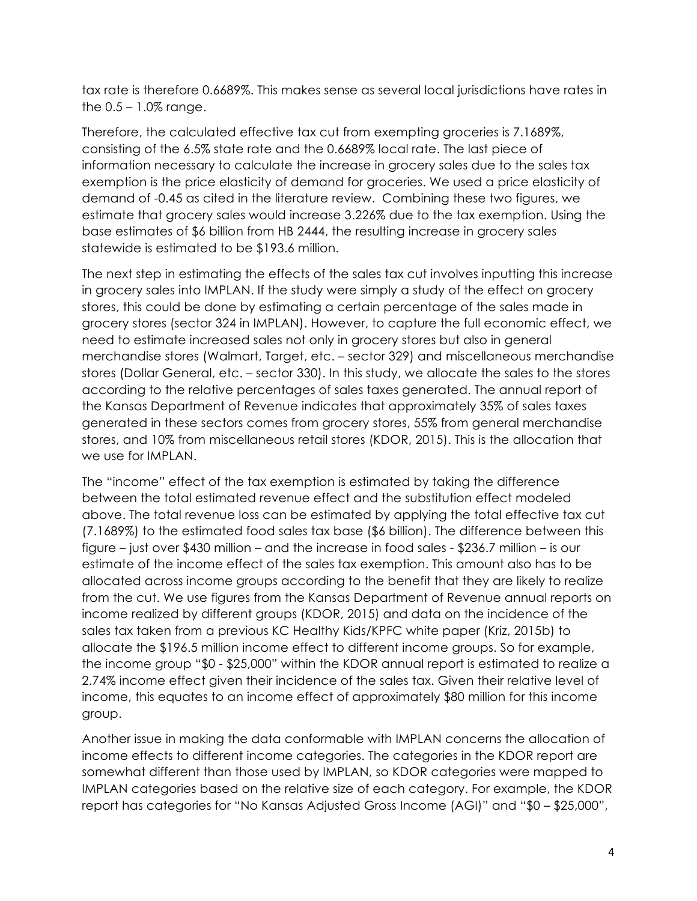tax rate is therefore 0.6689%. This makes sense as several local jurisdictions have rates in the 0.5 – 1.0% range.

Therefore, the calculated effective tax cut from exempting groceries is 7.1689%, consisting of the 6.5% state rate and the 0.6689% local rate. The last piece of information necessary to calculate the increase in grocery sales due to the sales tax exemption is the price elasticity of demand for groceries. We used a price elasticity of demand of -0.45 as cited in the literature review. Combining these two figures, we estimate that grocery sales would increase 3.226% due to the tax exemption. Using the base estimates of $6 billion from HB 2444, the resulting increase in grocery sales statewide is estimated to be $193.6 million.

The next step in estimating the effects of the sales tax cut involves inputting this increase in grocery sales into IMPLAN. If the study were simply a study of the effect on grocery stores, this could be done by estimating a certain percentage of the sales made in grocery stores (sector 324 in IMPLAN). However, to capture the full economic effect, we need to estimate increased sales not only in grocery stores but also in general merchandise stores (Walmart, Target, etc. – sector 329) and miscellaneous merchandise stores (Dollar General, etc. – sector 330). In this study, we allocate the sales to the stores according to the relative percentages of sales taxes generated. The annual report of the Kansas Department of Revenue indicates that approximately 35% of sales taxes generated in these sectors comes from grocery stores, 55% from general merchandise stores, and 10% from miscellaneous retail stores (KDOR, 2015). This is the allocation that we use for IMPLAN.

The "income" effect of the tax exemption is estimated by taking the difference between the total estimated revenue effect and the substitution effect modeled above. The total revenue loss can be estimated by applying the total effective tax cut (7.1689%) to the estimated food sales tax base ($6 billion). The difference between this figure – just over $430 million – and the increase in food sales - $236.7 million – is our estimate of the income effect of the sales tax exemption. This amount also has to be allocated across income groups according to the benefit that they are likely to realize from the cut. We use figures from the Kansas Department of Revenue annual reports on income realized by different groups (KDOR, 2015) and data on the incidence of the sales tax taken from a previous KC Healthy Kids/KPFC white paper (Kriz, 2015b) to allocate the $196.5 million income effect to different income groups. So for example, the income group "$0 - $25,000" within the KDOR annual report is estimated to realize a 2.74% income effect given their incidence of the sales tax. Given their relative level of income, this equates to an income effect of approximately $80 million for this income group.

Another issue in making the data conformable with IMPLAN concerns the allocation of income effects to different income categories. The categories in the KDOR report are somewhat different than those used by IMPLAN, so KDOR categories were mapped to IMPLAN categories based on the relative size of each category. For example, the KDOR report has categories for "No Kansas Adjusted Gross Income (AGI)" and "$0 – $25,000",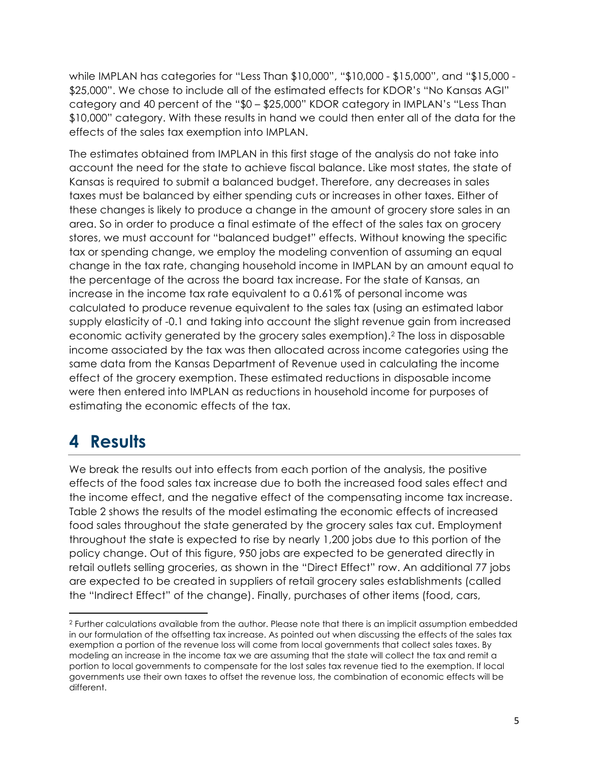while IMPLAN has categories for "Less Than $10,000", "$10,000 - $15,000", and "$15,000 - $25,000". We chose to include all of the estimated effects for KDOR's "No Kansas AGI" category and 40 percent of the "$0 – $25,000" KDOR category in IMPLAN's "Less Than $10,000" category. With these results in hand we could then enter all of the data for the effects of the sales tax exemption into IMPLAN.

The estimates obtained from IMPLAN in this first stage of the analysis do not take into account the need for the state to achieve fiscal balance. Like most states, the state of Kansas is required to submit a balanced budget. Therefore, any decreases in sales taxes must be balanced by either spending cuts or increases in other taxes. Either of these changes is likely to produce a change in the amount of grocery store sales in an area. So in order to produce a final estimate of the effect of the sales tax on grocery stores, we must account for "balanced budget" effects. Without knowing the specific tax or spending change, we employ the modeling convention of assuming an equal change in the tax rate, changing household income in IMPLAN by an amount equal to the percentage of the across the board tax increase. For the state of Kansas, an increase in the income tax rate equivalent to a 0.61% of personal income was calculated to produce revenue equivalent to the sales tax (using an estimated labor supply elasticity of -0.1 and taking into account the slight revenue gain from increased economic activity generated by the grocery sales exemption).[2] The loss in disposable income associated by the tax was then allocated across income categories using the same data from the Kansas Department of Revenue used in calculating the income effect of the grocery exemption. These estimated reductions in disposable income were then entered into IMPLAN as reductions in household income for purposes of estimating the economic effects of the tax.

# 4 Results

We break the results out into effects from each portion of the analysis, the positive effects of the food sales tax increase due to both the increased food sales effect and the income effect, and the negative effect of the compensating income tax increase. Table 2 shows the results of the model estimating the economic effects of increased food sales throughout the state generated by the grocery sales tax cut. Employment throughout the state is expected to rise by nearly 1,200 jobs due to this portion of the policy change. Out of this figure, 950 jobs are expected to be generated directly in retail outlets selling groceries, as shown in the "Direct Effect" row. An additional 77 jobs are expected to be created in suppliers of retail grocery sales establishments (called the "Indirect Effect" of the change). Finally, purchases of other items (food, cars,

[2] Further calculations available from the author. Please note that there is an implicit assumption embedded in our formulation of the offsetting tax increase. As pointed out when discussing the effects of the sales tax exemption a portion of the revenue loss will come from local governments that collect sales taxes. By modeling an increase in the income tax we are assuming that the state will collect the tax and remit a portion to local governments to compensate for the lost sales tax revenue tied to the exemption. If local governments use their own taxes to offset the revenue loss, the combination of economic effects will be different.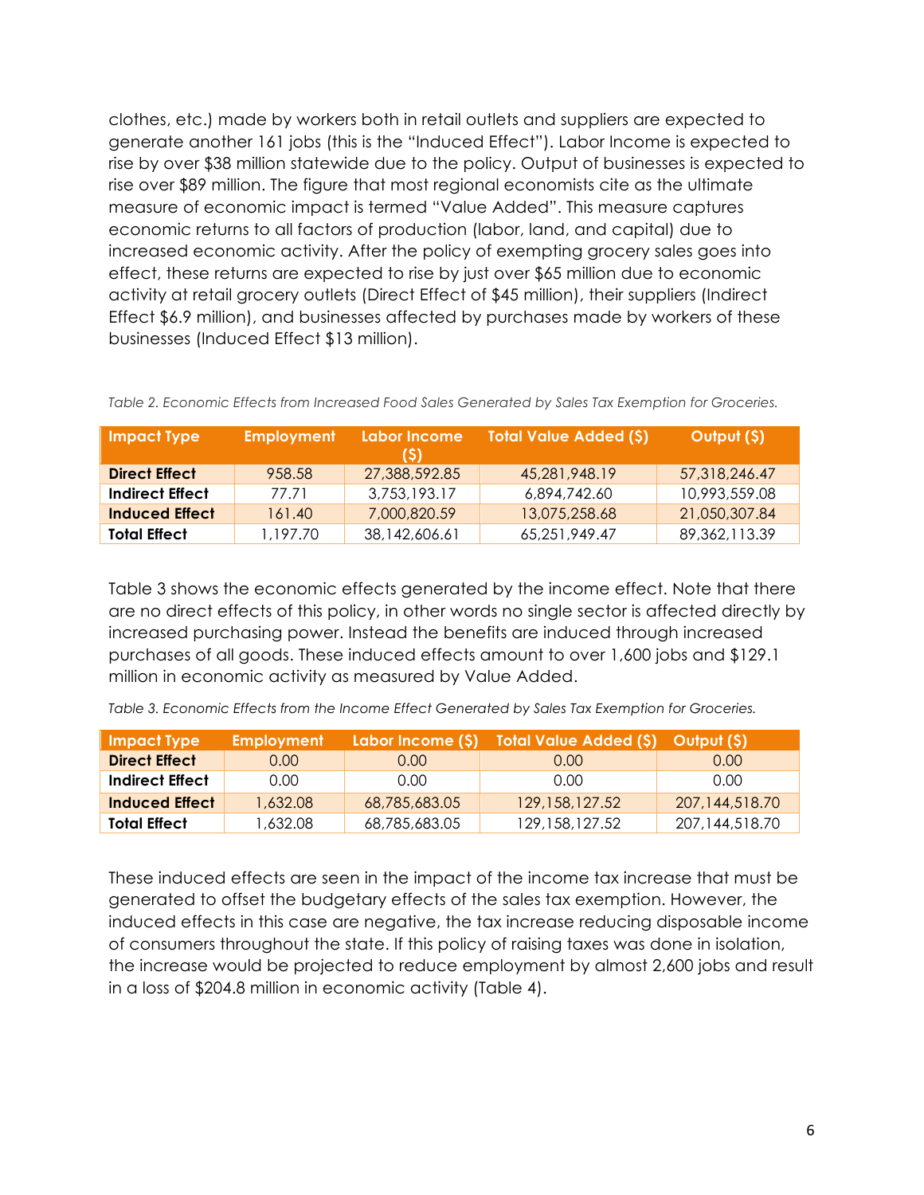clothes, etc.) made by workers both in retail outlets and suppliers are expected to generate another 161 jobs (this is the "Induced Effect"). Labor Income is expected to rise by over $38 million statewide due to the policy. Output of businesses is expected to rise over $89 million. The figure that most regional economists cite as the ultimate measure of economic impact is termed "Value Added". This measure captures economic returns to all factors of production (labor, land, and capital) due to increased economic activity. After the policy of exempting grocery sales goes into effect, these returns are expected to rise by just over $65 million due to economic activity at retail grocery outlets (Direct Effect of $45 million), their suppliers (Indirect Effect $6.9 million), and businesses affected by purchases made by workers of these businesses (Induced Effect $13 million).

*Table 2. Economic Effects from Increased Food Sales Generated by Sales Tax Exemption for Groceries.*

| Impact Type | Employment | Labor Income ($) | Total Value Added ($) | Output ($) |
| --- | --- | --- | --- | --- |
| **Direct Effect** | 958.58 | 27,388,592.85 | 45,281,948.19 | 57,318,246.47 |
| **Indirect Effect** | 77.71 | 3,753,193.17 | 6,894,742.60 | 10,993,559.08 |
| **Induced Effect** | 161.40 | 7,000,820.59 | 13,075,258.68 | 21,050,307.84 |
| **Total Effect** | 1,197.70 | 38,142,606.61 | 65,251,949.47 | 89,362,113.39 |

Table 3 shows the economic effects generated by the income effect. Note that there are no direct effects of this policy, in other words no single sector is affected directly by increased purchasing power. Instead the benefits are induced through increased purchases of all goods. These induced effects amount to over 1,600 jobs and $129.1 million in economic activity as measured by Value Added.

*Table 3. Economic Effects from the Income Effect Generated by Sales Tax Exemption for Groceries.*

| Impact Type | Employment | Labor Income ($) | Total Value Added ($) | Output ($) |
| --- | --- | --- | --- | --- |
| **Direct Effect** | 0.00 | 0.00 | 0.00 | 0.00 |
| **Indirect Effect** | 0.00 | 0.00 | 0.00 | 0.00 |
| **Induced Effect** | 1,632.08 | 68,785,683.05 | 129,158,127.52 | 207,144,518.70 |
| **Total Effect** | 1,632.08 | 68,785,683.05 | 129,158,127.52 | 207,144,518.70 |

These induced effects are seen in the impact of the income tax increase that must be generated to offset the budgetary effects of the sales tax exemption. However, the induced effects in this case are negative, the tax increase reducing disposable income of consumers throughout the state. If this policy of raising taxes was done in isolation, the increase would be projected to reduce employment by almost 2,600 jobs and result in a loss of $204.8 million in economic activity (Table 4).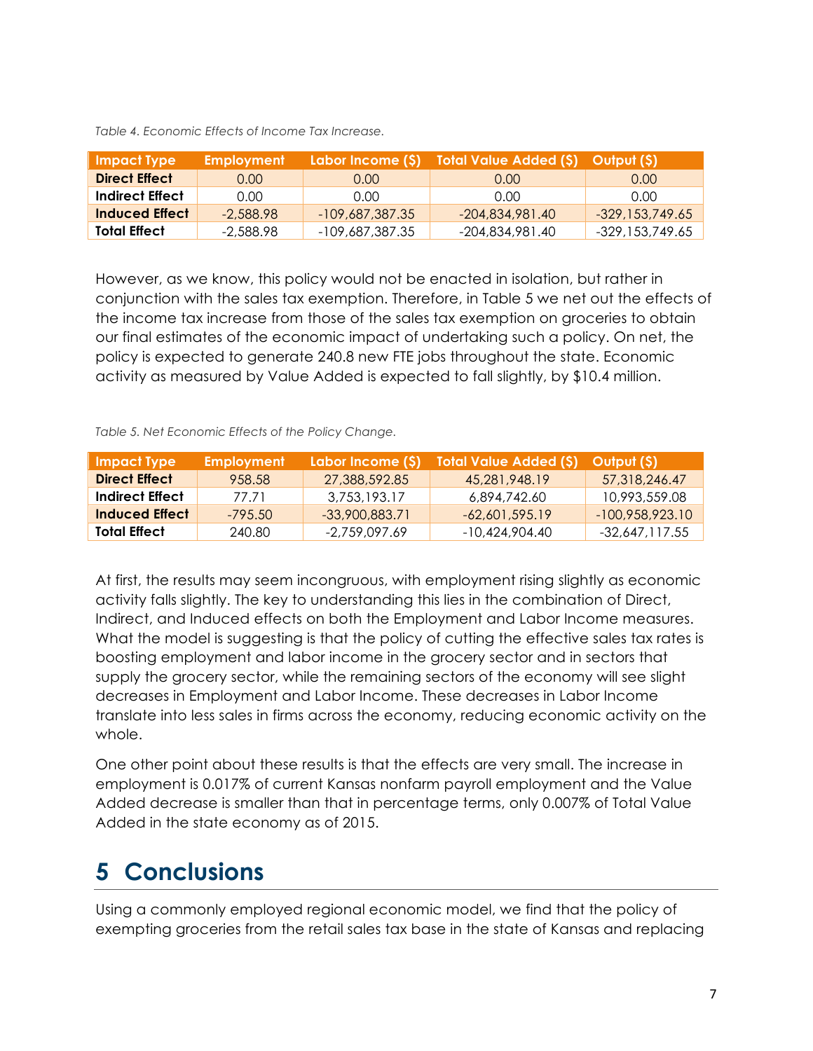*Table 4. Economic Effects of Income Tax Increase.*

| Impact Type | Employment | Labor Income ($) | Total Value Added ($) | Output ($) |
|---|---|---|---|---|
| **Direct Effect** | 0.00 | 0.00 | 0.00 | 0.00 |
| **Indirect Effect** | 0.00 | 0.00 | 0.00 | 0.00 |
| **Induced Effect** | -2,588.98 | -109,687,387.35 | -204,834,981.40 | -329,153,749.65 |
| **Total Effect** | -2,588.98 | -109,687,387.35 | -204,834,981.40 | -329,153,749.65 |

However, as we know, this policy would not be enacted in isolation, but rather in conjunction with the sales tax exemption. Therefore, in Table 5 we net out the effects of the income tax increase from those of the sales tax exemption on groceries to obtain our final estimates of the economic impact of undertaking such a policy. On net, the policy is expected to generate 240.8 new FTE jobs throughout the state. Economic activity as measured by Value Added is expected to fall slightly, by $10.4 million.

*Table 5. Net Economic Effects of the Policy Change.*

| Impact Type | Employment | Labor Income ($) | Total Value Added ($) | Output ($) |
|---|---|---|---|---|
| **Direct Effect** | 958.58 | 27,388,592.85 | 45,281,948.19 | 57,318,246.47 |
| **Indirect Effect** | 77.71 | 3,753,193.17 | 6,894,742.60 | 10,993,559.08 |
| **Induced Effect** | -795.50 | -33,900,883.71 | -62,601,595.19 | -100,958,923.10 |
| **Total Effect** | 240.80 | -2,759,097.69 | -10,424,904.40 | -32,647,117.55 |

At first, the results may seem incongruous, with employment rising slightly as economic activity falls slightly. The key to understanding this lies in the combination of Direct, Indirect, and Induced effects on both the Employment and Labor Income measures. What the model is suggesting is that the policy of cutting the effective sales tax rates is boosting employment and labor income in the grocery sector and in sectors that supply the grocery sector, while the remaining sectors of the economy will see slight decreases in Employment and Labor Income. These decreases in Labor Income translate into less sales in firms across the economy, reducing economic activity on the whole.

One other point about these results is that the effects are very small. The increase in employment is 0.017% of current Kansas nonfarm payroll employment and the Value Added decrease is smaller than that in percentage terms, only 0.007% of Total Value Added in the state economy as of 2015.

# 5 Conclusions

Using a commonly employed regional economic model, we find that the policy of exempting groceries from the retail sales tax base in the state of Kansas and replacing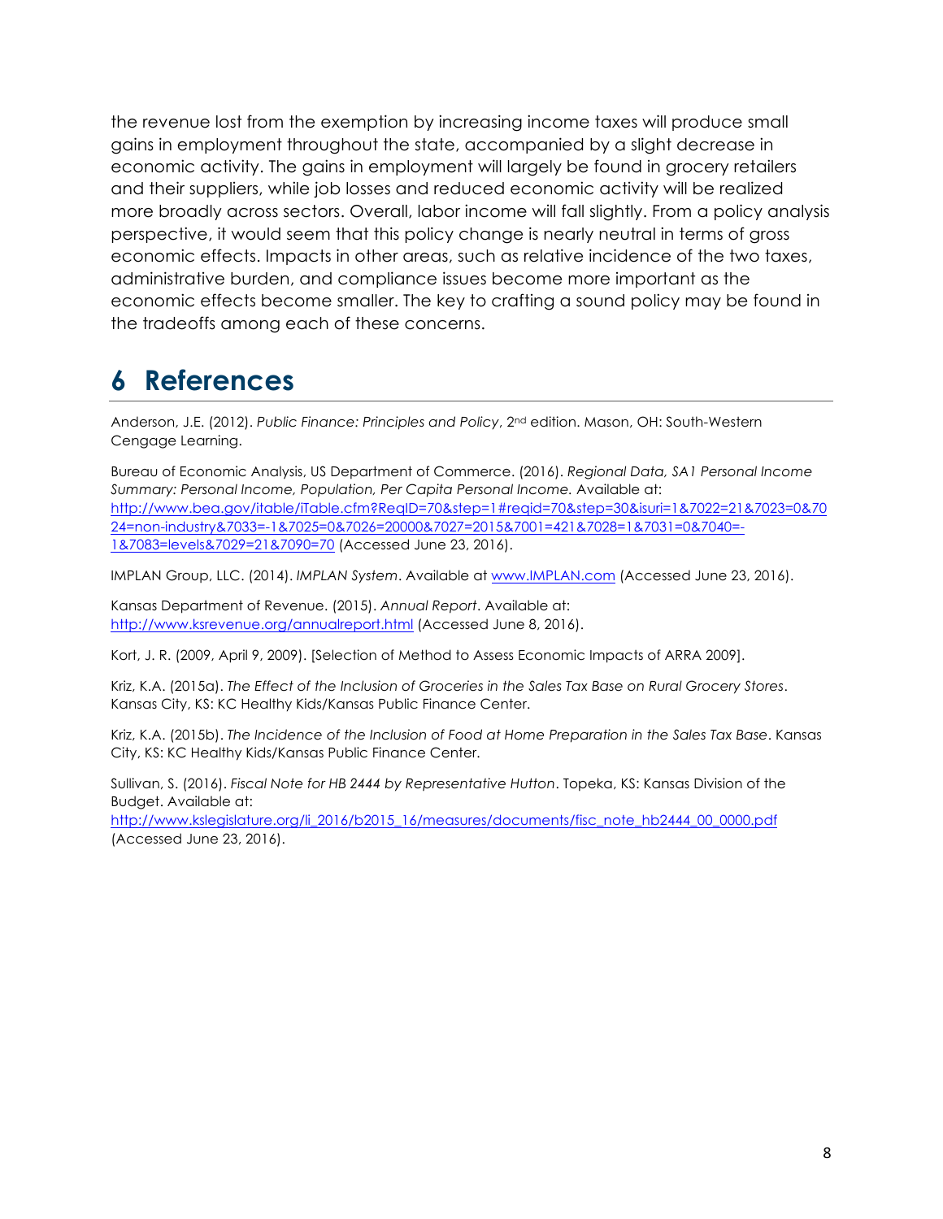the revenue lost from the exemption by increasing income taxes will produce small gains in employment throughout the state, accompanied by a slight decrease in economic activity. The gains in employment will largely be found in grocery retailers and their suppliers, while job losses and reduced economic activity will be realized more broadly across sectors. Overall, labor income will fall slightly. From a policy analysis perspective, it would seem that this policy change is nearly neutral in terms of gross economic effects. Impacts in other areas, such as relative incidence of the two taxes, administrative burden, and compliance issues become more important as the economic effects become smaller. The key to crafting a sound policy may be found in the tradeoffs among each of these concerns.

# 6 References

Anderson, J.E. (2012). *Public Finance: Principles and Policy*, 2nd edition. Mason, OH: South-Western Cengage Learning.

Bureau of Economic Analysis, US Department of Commerce. (2016). *Regional Data, SA1 Personal Income Summary: Personal Income, Population, Per Capita Personal Income.* Available at: http://www.bea.gov/itable/iTable.cfm?ReqID=70&step=1#reqid=70&step=30&isuri=1&7022=21&7023=0&7024=non-industry&7033=-1&7025=0&7026=20000&7027=2015&7001=421&7028=1&7031=0&7040=-1&7083=levels&7029=21&7090=70 (Accessed June 23, 2016).

IMPLAN Group, LLC. (2014). *IMPLAN System*. Available at www.IMPLAN.com (Accessed June 23, 2016).

Kansas Department of Revenue. (2015). *Annual Report*. Available at: http://www.ksrevenue.org/annualreport.html (Accessed June 8, 2016).

Kort, J. R. (2009, April 9, 2009). [Selection of Method to Assess Economic Impacts of ARRA 2009].

Kriz, K.A. (2015a). *The Effect of the Inclusion of Groceries in the Sales Tax Base on Rural Grocery Stores*. Kansas City, KS: KC Healthy Kids/Kansas Public Finance Center.

Kriz, K.A. (2015b). *The Incidence of the Inclusion of Food at Home Preparation in the Sales Tax Base*. Kansas City, KS: KC Healthy Kids/Kansas Public Finance Center.

Sullivan, S. (2016). *Fiscal Note for HB 2444 by Representative Hutton*. Topeka, KS: Kansas Division of the Budget. Available at: http://www.kslegislature.org/li_2016/b2015_16/measures/documents/fisc_note_hb2444_00_0000.pdf (Accessed June 23, 2016).